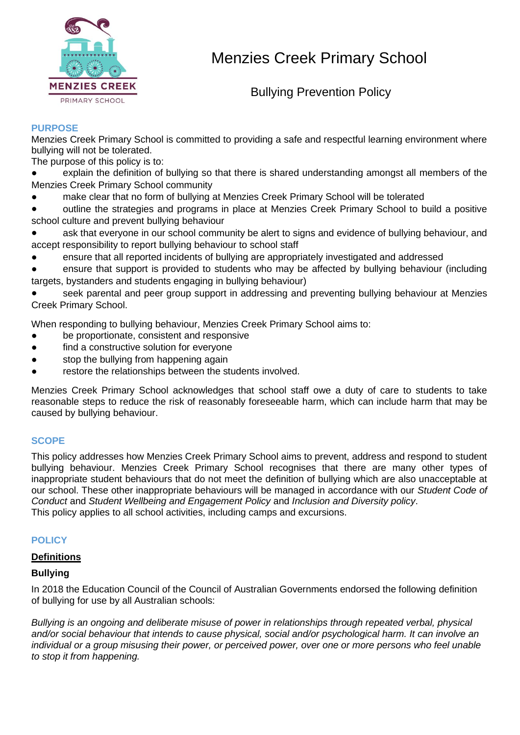# Menzies Creek Primary School

## Bullying Prevention Policy

## PURPOSE

Menzies Creek Primary School is committed to providing a safe and respectful learning environment where bullying will not be tolerated.

The purpose of this policy is to:

- explain the definition of bullying so that there is shared understanding amongst all members of the Menzies Creek Primary School community
- make clear that no form of bullying at Menzies Creek Primary School will be tolerated
- outline the strategies and programs in place at Menzies Creek Primary School to build a positive school culture and prevent bullying behaviour
- ask that everyone in our school community be alert to signs and evidence of bullying behaviour, and accept responsibility to report bullying behaviour to school staff
- ensure that all reported incidents of bullying are appropriately investigated and addressed
- ensure that support is provided to students who may be affected by bullying behaviour (including targets, bystanders and students engaging in bullying behaviour)
- seek parental and peer group support in addressing and preventing bullying behaviour at Menzies Creek Primary School.

When responding to bullying behaviour, Menzies Creek Primary School aims to:

- be proportionate, consistent and responsive
- find a constructive solution for everyone
- stop the bullying from happening again
- restore the relationships between the students involved.

Menzies Creek Primary School acknowledges that school staff owe a duty of care to students to take reasonable steps to reduce the risk of reasonably foreseeable harm, which can include harm that may be caused by bullying behaviour.

## SCOPE

This policy addresses how Menzies Creek Primary School aims to prevent, address and respond to student bullying behaviour. Menzies Creek Primary School recognises that there are many other types of inappropriate student behaviours that do not meet the definition of bullying which are also unacceptable at our school. These other inappropriate behaviours will be managed in accordance with our *Student Code of Conduct* and *Student Wellbeing and Engagement Policy* and *Inclusion and Diversity policy*.

This policy applies to all school activities, including camps and excursions.

## POLICY

### Definitions

**Bullying**

In 2018 the Education Council of the Council of Australian Governments endorsed the following definition of bullying for use by all Australian schools:

*Bullying is an ongoing and deliberate misuse of power in relationships through repeated verbal, physical and/or social behaviour that intends to cause physical, social and/or psychological harm. It can involve an individual or a group misusing their power, or perceived power, over one or more persons who feel unable to stop it from happening.*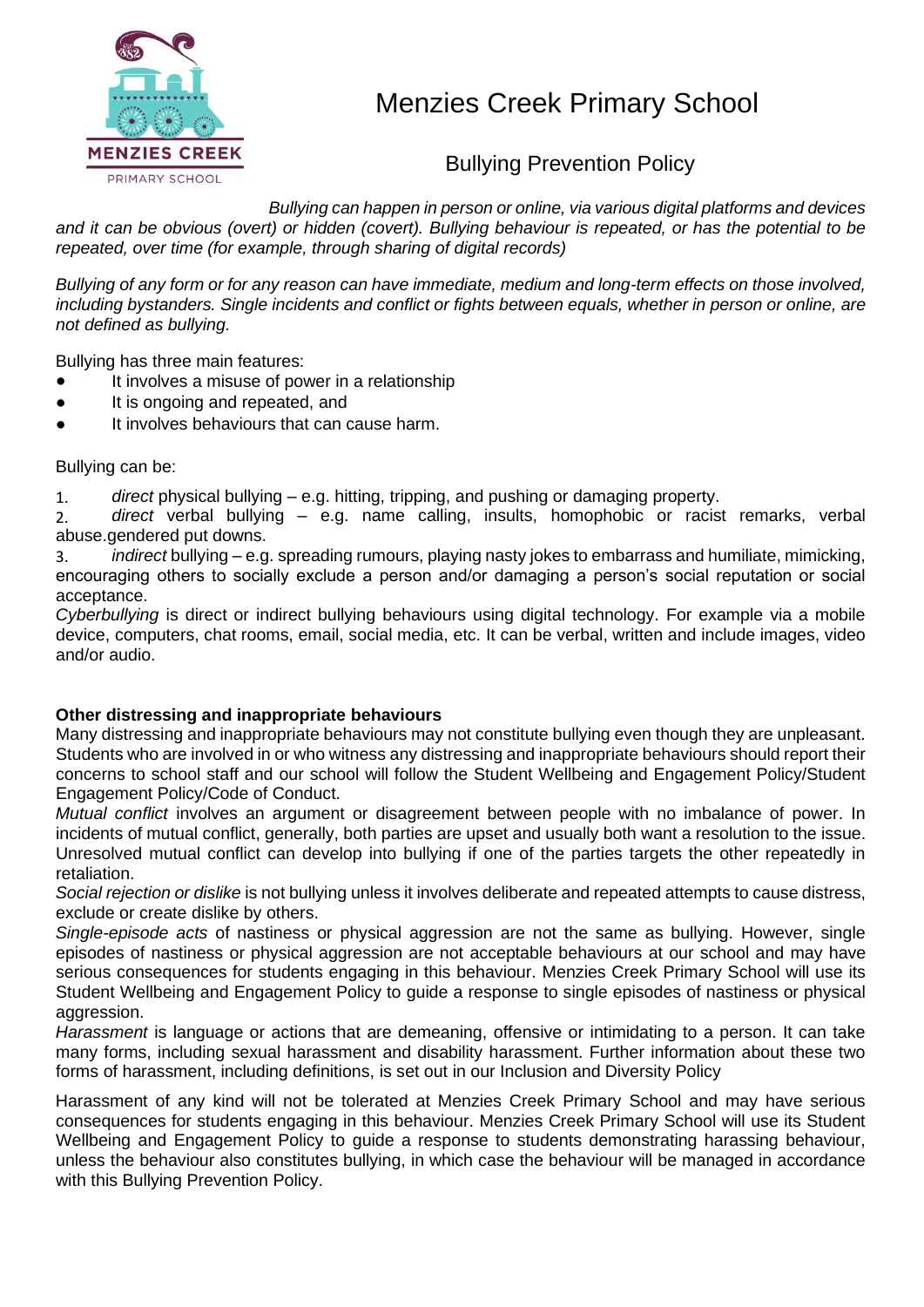# Menzies Creek Primary School

## Bullying Prevention Policy

*Bullying can happen in person or online, via various digital platforms and devices and it can be obvious (overt) or hidden (covert). Bullying behaviour is repeated, or has the potential to be repeated, over time (for example, through sharing of digital records)*

*Bullying of any form or for any reason can have immediate, medium and long-term effects on those involved, including bystanders. Single incidents and conflict or fights between equals, whether in person or online, are not defined as bullying.*

Bullying has three main features:

- It involves a misuse of power in a relationship
- It is ongoing and repeated, and
- It involves behaviours that can cause harm.

Bullying can be:

1. *direct* physical bullying – e.g. hitting, tripping, and pushing or damaging property.
2. *direct* verbal bullying – e.g. name calling, insults, homophobic or racist remarks, verbal abuse.gendered put downs.
3. *indirect* bullying – e.g. spreading rumours, playing nasty jokes to embarrass and humiliate, mimicking, encouraging others to socially exclude a person and/or damaging a person's social reputation or social acceptance.

*Cyberbullying* is direct or indirect bullying behaviours using digital technology. For example via a mobile device, computers, chat rooms, email, social media, etc. It can be verbal, written and include images, video and/or audio.

**Other distressing and inappropriate behaviours**

Many distressing and inappropriate behaviours may not constitute bullying even though they are unpleasant. Students who are involved in or who witness any distressing and inappropriate behaviours should report their concerns to school staff and our school will follow the Student Wellbeing and Engagement Policy/Student Engagement Policy/Code of Conduct.

*Mutual conflict* involves an argument or disagreement between people with no imbalance of power. In incidents of mutual conflict, generally, both parties are upset and usually both want a resolution to the issue. Unresolved mutual conflict can develop into bullying if one of the parties targets the other repeatedly in retaliation.

*Social rejection or dislike* is not bullying unless it involves deliberate and repeated attempts to cause distress, exclude or create dislike by others.

*Single-episode acts* of nastiness or physical aggression are not the same as bullying. However, single episodes of nastiness or physical aggression are not acceptable behaviours at our school and may have serious consequences for students engaging in this behaviour. Menzies Creek Primary School will use its Student Wellbeing and Engagement Policy to guide a response to single episodes of nastiness or physical aggression.

*Harassment* is language or actions that are demeaning, offensive or intimidating to a person. It can take many forms, including sexual harassment and disability harassment. Further information about these two forms of harassment, including definitions, is set out in our Inclusion and Diversity Policy

Harassment of any kind will not be tolerated at Menzies Creek Primary School and may have serious consequences for students engaging in this behaviour. Menzies Creek Primary School will use its Student Wellbeing and Engagement Policy to guide a response to students demonstrating harassing behaviour, unless the behaviour also constitutes bullying, in which case the behaviour will be managed in accordance with this Bullying Prevention Policy.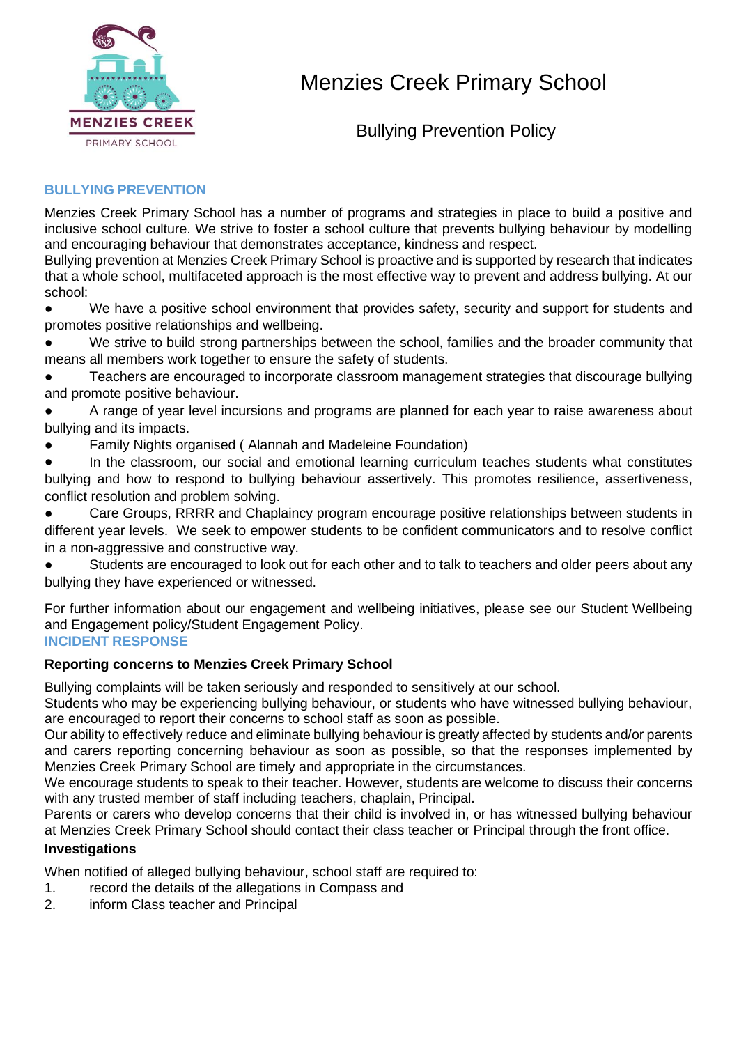# Menzies Creek Primary School

## Bullying Prevention Policy

## BULLYING PREVENTION

Menzies Creek Primary School has a number of programs and strategies in place to build a positive and inclusive school culture. We strive to foster a school culture that prevents bullying behaviour by modelling and encouraging behaviour that demonstrates acceptance, kindness and respect.

Bullying prevention at Menzies Creek Primary School is proactive and is supported by research that indicates that a whole school, multifaceted approach is the most effective way to prevent and address bullying. At our school:

- We have a positive school environment that provides safety, security and support for students and promotes positive relationships and wellbeing.
- We strive to build strong partnerships between the school, families and the broader community that means all members work together to ensure the safety of students.
- Teachers are encouraged to incorporate classroom management strategies that discourage bullying and promote positive behaviour.
- A range of year level incursions and programs are planned for each year to raise awareness about bullying and its impacts.
- Family Nights organised ( Alannah and Madeleine Foundation)
- In the classroom, our social and emotional learning curriculum teaches students what constitutes bullying and how to respond to bullying behaviour assertively. This promotes resilience, assertiveness, conflict resolution and problem solving.
- Care Groups, RRRR and Chaplaincy program encourage positive relationships between students in different year levels. We seek to empower students to be confident communicators and to resolve conflict in a non-aggressive and constructive way.
- Students are encouraged to look out for each other and to talk to teachers and older peers about any bullying they have experienced or witnessed.

For further information about our engagement and wellbeing initiatives, please see our Student Wellbeing and Engagement policy/Student Engagement Policy.

## INCIDENT RESPONSE

### Reporting concerns to Menzies Creek Primary School

Bullying complaints will be taken seriously and responded to sensitively at our school.

Students who may be experiencing bullying behaviour, or students who have witnessed bullying behaviour, are encouraged to report their concerns to school staff as soon as possible.

Our ability to effectively reduce and eliminate bullying behaviour is greatly affected by students and/or parents and carers reporting concerning behaviour as soon as possible, so that the responses implemented by Menzies Creek Primary School are timely and appropriate in the circumstances.

We encourage students to speak to their teacher. However, students are welcome to discuss their concerns with any trusted member of staff including teachers, chaplain, Principal.

Parents or carers who develop concerns that their child is involved in, or has witnessed bullying behaviour at Menzies Creek Primary School should contact their class teacher or Principal through the front office.

### Investigations

When notified of alleged bullying behaviour, school staff are required to:

1. record the details of the allegations in Compass and
2. inform Class teacher and Principal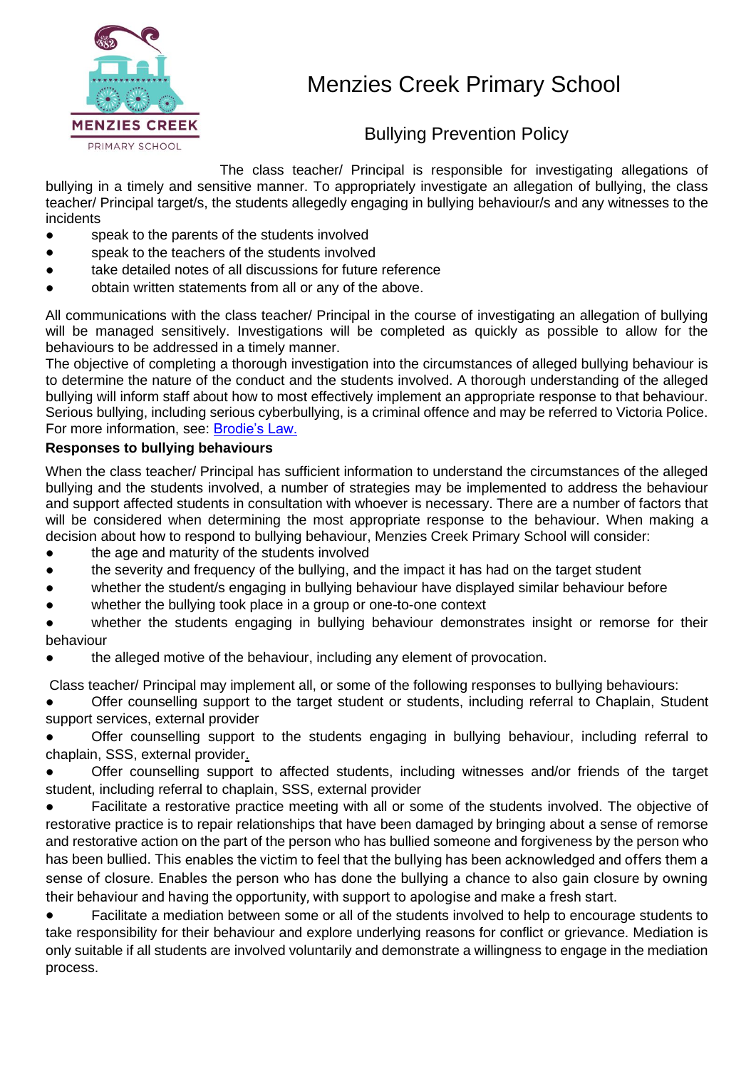# Menzies Creek Primary School

## Bullying Prevention Policy

The class teacher/ Principal is responsible for investigating allegations of bullying in a timely and sensitive manner. To appropriately investigate an allegation of bullying, the class teacher/ Principal target/s, the students allegedly engaging in bullying behaviour/s and any witnesses to the incidents

- speak to the parents of the students involved
- speak to the teachers of the students involved
- take detailed notes of all discussions for future reference
- obtain written statements from all or any of the above.

All communications with the class teacher/ Principal in the course of investigating an allegation of bullying will be managed sensitively. Investigations will be completed as quickly as possible to allow for the behaviours to be addressed in a timely manner.

The objective of completing a thorough investigation into the circumstances of alleged bullying behaviour is to determine the nature of the conduct and the students involved. A thorough understanding of the alleged bullying will inform staff about how to most effectively implement an appropriate response to that behaviour. Serious bullying, including serious cyberbullying, is a criminal offence and may be referred to Victoria Police. For more information, see: Brodie's Law.

**Responses to bullying behaviours**

When the class teacher/ Principal has sufficient information to understand the circumstances of the alleged bullying and the students involved, a number of strategies may be implemented to address the behaviour and support affected students in consultation with whoever is necessary. There are a number of factors that will be considered when determining the most appropriate response to the behaviour. When making a decision about how to respond to bullying behaviour, Menzies Creek Primary School will consider:

- the age and maturity of the students involved
- the severity and frequency of the bullying, and the impact it has had on the target student
- whether the student/s engaging in bullying behaviour have displayed similar behaviour before
- whether the bullying took place in a group or one-to-one context
- whether the students engaging in bullying behaviour demonstrates insight or remorse for their behaviour
- the alleged motive of the behaviour, including any element of provocation.

Class teacher/ Principal may implement all, or some of the following responses to bullying behaviours:

- Offer counselling support to the target student or students, including referral to Chaplain, Student support services, external provider
- Offer counselling support to the students engaging in bullying behaviour, including referral to chaplain, SSS, external provider.
- Offer counselling support to affected students, including witnesses and/or friends of the target student, including referral to chaplain, SSS, external provider
- Facilitate a restorative practice meeting with all or some of the students involved. The objective of restorative practice is to repair relationships that have been damaged by bringing about a sense of remorse and restorative action on the part of the person who has bullied someone and forgiveness by the person who has been bullied. This enables the victim to feel that the bullying has been acknowledged and offers them a sense of closure. Enables the person who has done the bullying a chance to also gain closure by owning their behaviour and having the opportunity, with support to apologise and make a fresh start.
- Facilitate a mediation between some or all of the students involved to help to encourage students to take responsibility for their behaviour and explore underlying reasons for conflict or grievance. Mediation is only suitable if all students are involved voluntarily and demonstrate a willingness to engage in the mediation process.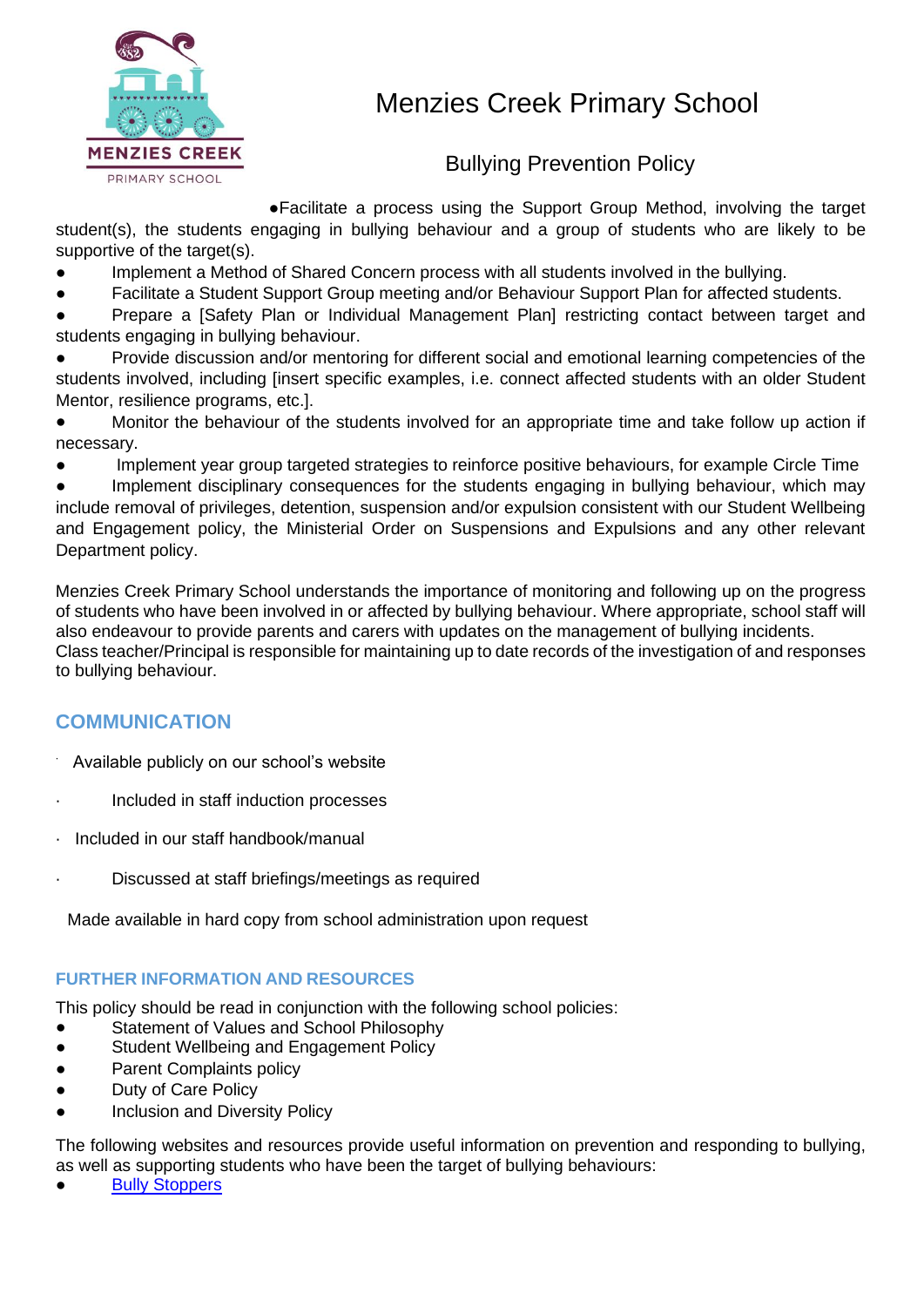- Facilitate a process using the Support Group Method, involving the target student(s), the students engaging in bullying behaviour and a group of students who are likely to be supportive of the target(s).
- Implement a Method of Shared Concern process with all students involved in the bullying.
- Facilitate a Student Support Group meeting and/or Behaviour Support Plan for affected students.
- Prepare a [Safety Plan or Individual Management Plan] restricting contact between target and students engaging in bullying behaviour.
- Provide discussion and/or mentoring for different social and emotional learning competencies of the students involved, including [insert specific examples, i.e. connect affected students with an older Student Mentor, resilience programs, etc.].
- Monitor the behaviour of the students involved for an appropriate time and take follow up action if necessary.
- Implement year group targeted strategies to reinforce positive behaviours, for example Circle Time
- Implement disciplinary consequences for the students engaging in bullying behaviour, which may include removal of privileges, detention, suspension and/or expulsion consistent with our Student Wellbeing and Engagement policy, the Ministerial Order on Suspensions and Expulsions and any other relevant Department policy.

Menzies Creek Primary School understands the importance of monitoring and following up on the progress of students who have been involved in or affected by bullying behaviour. Where appropriate, school staff will also endeavour to provide parents and carers with updates on the management of bullying incidents. Class teacher/Principal is responsible for maintaining up to date records of the investigation of and responses to bullying behaviour.

## COMMUNICATION

- Available publicly on our school's website
- Included in staff induction processes
- Included in our staff handbook/manual
- Discussed at staff briefings/meetings as required

Made available in hard copy from school administration upon request

### FURTHER INFORMATION AND RESOURCES

This policy should be read in conjunction with the following school policies:

- Statement of Values and School Philosophy
- Student Wellbeing and Engagement Policy
- Parent Complaints policy
- Duty of Care Policy
- Inclusion and Diversity Policy

The following websites and resources provide useful information on prevention and responding to bullying, as well as supporting students who have been the target of bullying behaviours:

- Bully Stoppers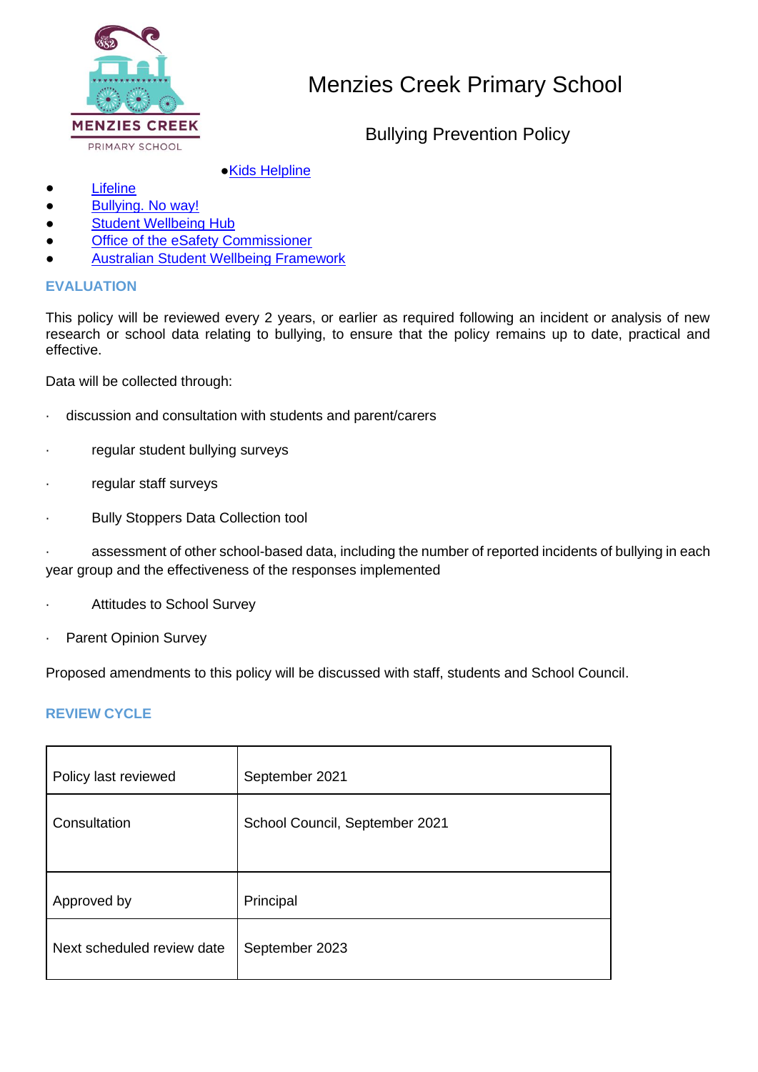- Kids Helpline
- Lifeline
- Bullying. No way!
- Student Wellbeing Hub
- Office of the eSafety Commissioner
- Australian Student Wellbeing Framework

## EVALUATION

This policy will be reviewed every 2 years, or earlier as required following an incident or analysis of new research or school data relating to bullying, to ensure that the policy remains up to date, practical and effective.

Data will be collected through:

- discussion and consultation with students and parent/carers
- regular student bullying surveys
- regular staff surveys
- Bully Stoppers Data Collection tool
- assessment of other school-based data, including the number of reported incidents of bullying in each year group and the effectiveness of the responses implemented
- Attitudes to School Survey
- Parent Opinion Survey

Proposed amendments to this policy will be discussed with staff, students and School Council.

## REVIEW CYCLE

| Policy last reviewed | September 2021 |
|---|---|
| Consultation | School Council, September 2021 |
| Approved by | Principal |
| Next scheduled review date | September 2023 |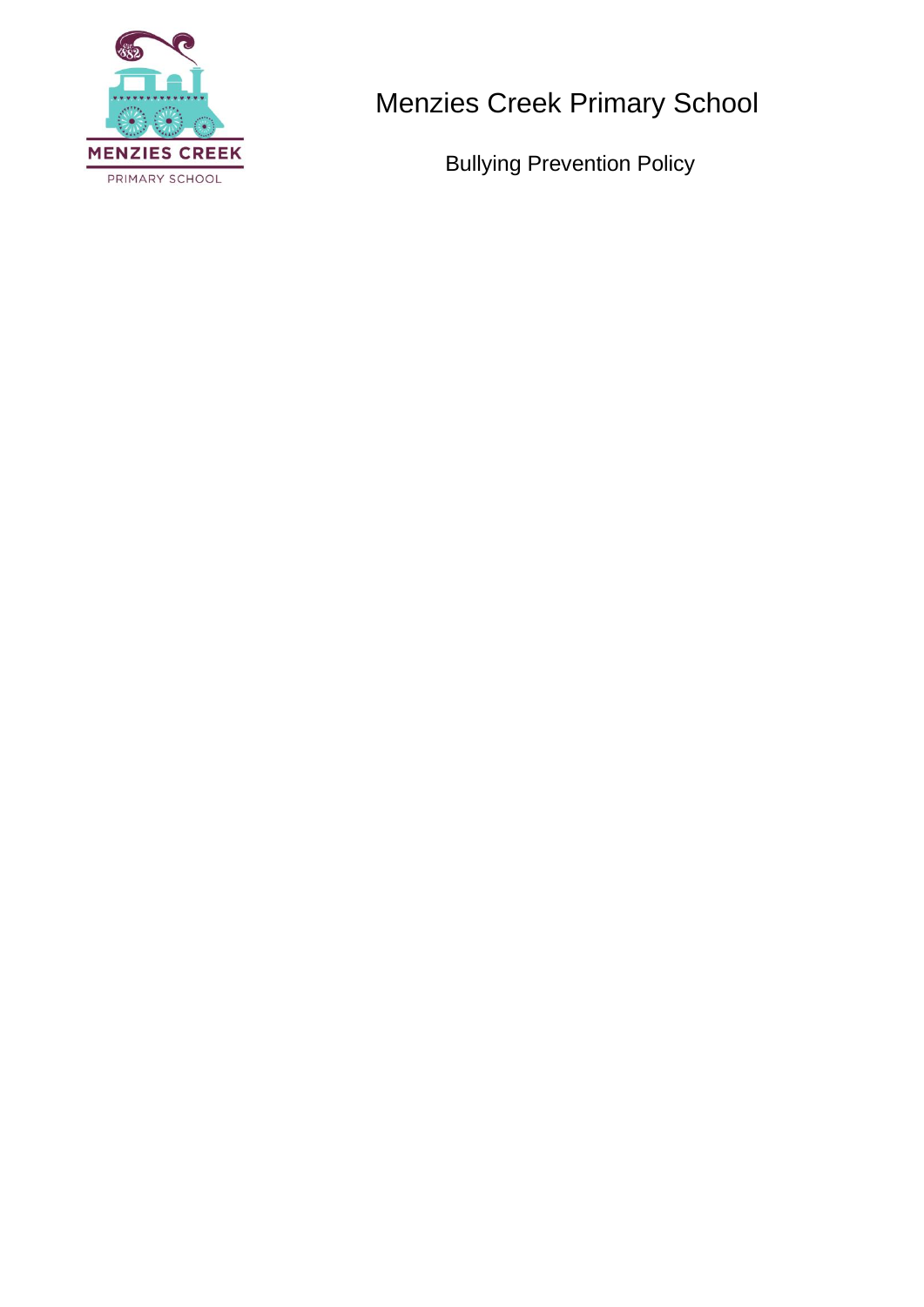# Menzies Creek Primary School

Bullying Prevention Policy